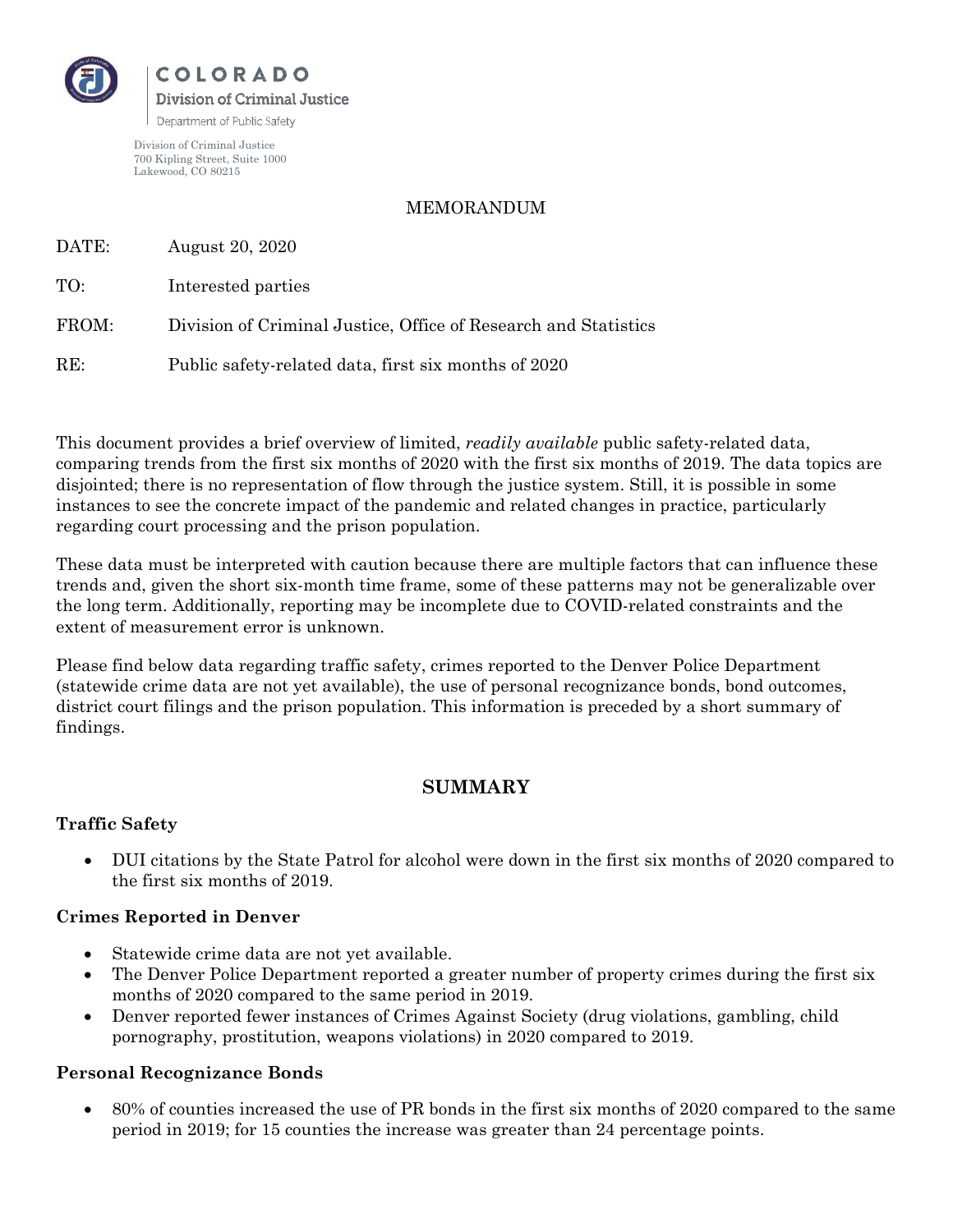COLORADO

Division of Criminal Justice

Department of Public Safety

Division of Criminal Justice
700 Kipling Street, Suite 1000
Lakewood, CO 80215

MEMORANDUM

DATE: August 20, 2020

TO: Interested parties

FROM: Division of Criminal Justice, Office of Research and Statistics

RE: Public safety-related data, first six months of 2020

This document provides a brief overview of limited, *readily available* public safety-related data, comparing trends from the first six months of 2020 with the first six months of 2019. The data topics are disjointed; there is no representation of flow through the justice system. Still, it is possible in some instances to see the concrete impact of the pandemic and related changes in practice, particularly regarding court processing and the prison population.

These data must be interpreted with caution because there are multiple factors that can influence these trends and, given the short six-month time frame, some of these patterns may not be generalizable over the long term. Additionally, reporting may be incomplete due to COVID-related constraints and the extent of measurement error is unknown.

Please find below data regarding traffic safety, crimes reported to the Denver Police Department (statewide crime data are not yet available), the use of personal recognizance bonds, bond outcomes, district court filings and the prison population. This information is preceded by a short summary of findings.

## SUMMARY

### Traffic Safety

- DUI citations by the State Patrol for alcohol were down in the first six months of 2020 compared to the first six months of 2019.

### Crimes Reported in Denver

- Statewide crime data are not yet available.
- The Denver Police Department reported a greater number of property crimes during the first six months of 2020 compared to the same period in 2019.
- Denver reported fewer instances of Crimes Against Society (drug violations, gambling, child pornography, prostitution, weapons violations) in 2020 compared to 2019.

### Personal Recognizance Bonds

- 80% of counties increased the use of PR bonds in the first six months of 2020 compared to the same period in 2019; for 15 counties the increase was greater than 24 percentage points.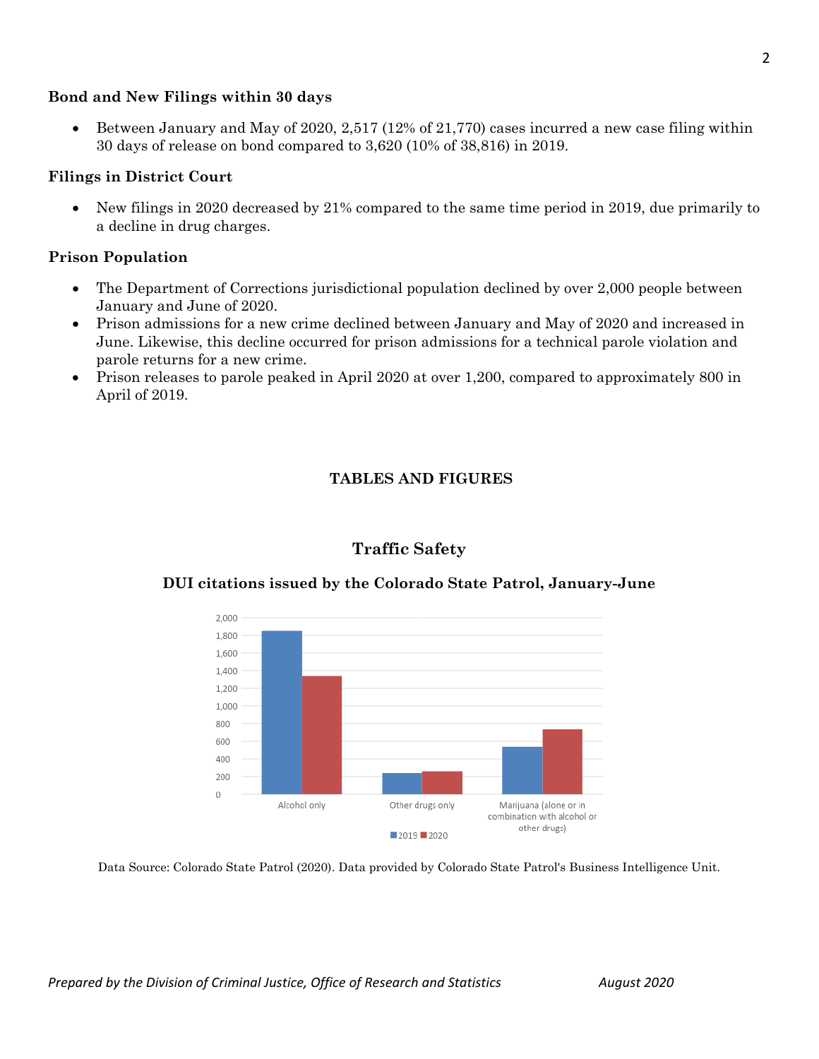### Bond and New Filings within 30 days

- Between January and May of 2020, 2,517 (12% of 21,770) cases incurred a new case filing within 30 days of release on bond compared to 3,620 (10% of 38,816) in 2019.

### Filings in District Court

- New filings in 2020 decreased by 21% compared to the same time period in 2019, due primarily to a decline in drug charges.

### Prison Population

- The Department of Corrections jurisdictional population declined by over 2,000 people between January and June of 2020.
- Prison admissions for a new crime declined between January and May of 2020 and increased in June. Likewise, this decline occurred for prison admissions for a technical parole violation and parole returns for a new crime.
- Prison releases to parole peaked in April 2020 at over 1,200, compared to approximately 800 in April of 2019.

## TABLES AND FIGURES

## Traffic Safety

### DUI citations issued by the Colorado State Patrol, January-June

Data Source: Colorado State Patrol (2020). Data provided by Colorado State Patrol's Business Intelligence Unit.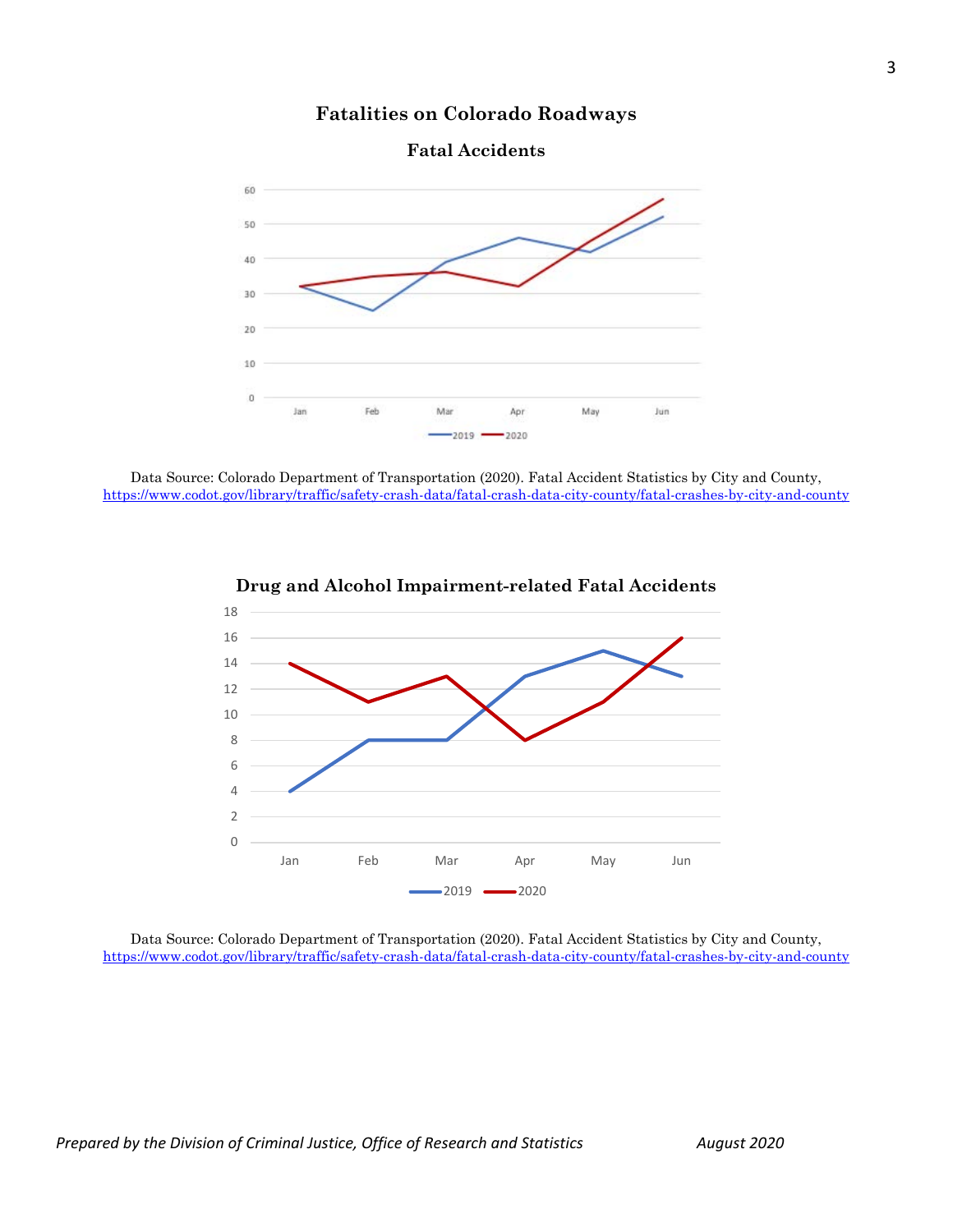# Fatalities on Colorado Roadways

## Fatal Accidents

Data Source: Colorado Department of Transportation (2020). Fatal Accident Statistics by City and County, https://www.codot.gov/library/traffic/safety-crash-data/fatal-crash-data-city-county/fatal-crashes-by-city-and-county

## Drug and Alcohol Impairment-related Fatal Accidents

Data Source: Colorado Department of Transportation (2020). Fatal Accident Statistics by City and County, https://www.codot.gov/library/traffic/safety-crash-data/fatal-crash-data-city-county/fatal-crashes-by-city-and-county

*Prepared by the Division of Criminal Justice, Office of Research and Statistics* *August 2020*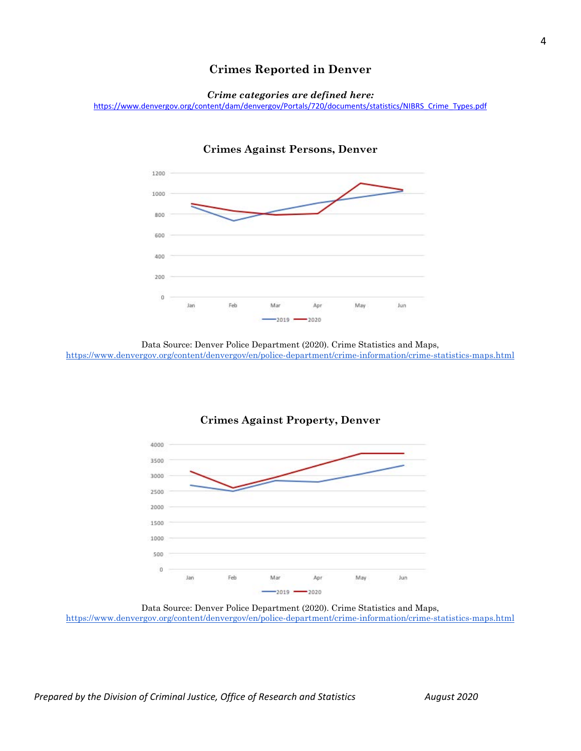# Crimes Reported in Denver

***Crime categories are defined here:***
https://www.denvergov.org/content/dam/denvergov/Portals/720/documents/statistics/NIBRS_Crime_Types.pdf

## Crimes Against Persons, Denver

Data Source: Denver Police Department (2020). Crime Statistics and Maps, https://www.denvergov.org/content/denvergov/en/police-department/crime-information/crime-statistics-maps.html

## Crimes Against Property, Denver

Data Source: Denver Police Department (2020). Crime Statistics and Maps, https://www.denvergov.org/content/denvergov/en/police-department/crime-information/crime-statistics-maps.html

*Prepared by the Division of Criminal Justice, Office of Research and Statistics* *August 2020*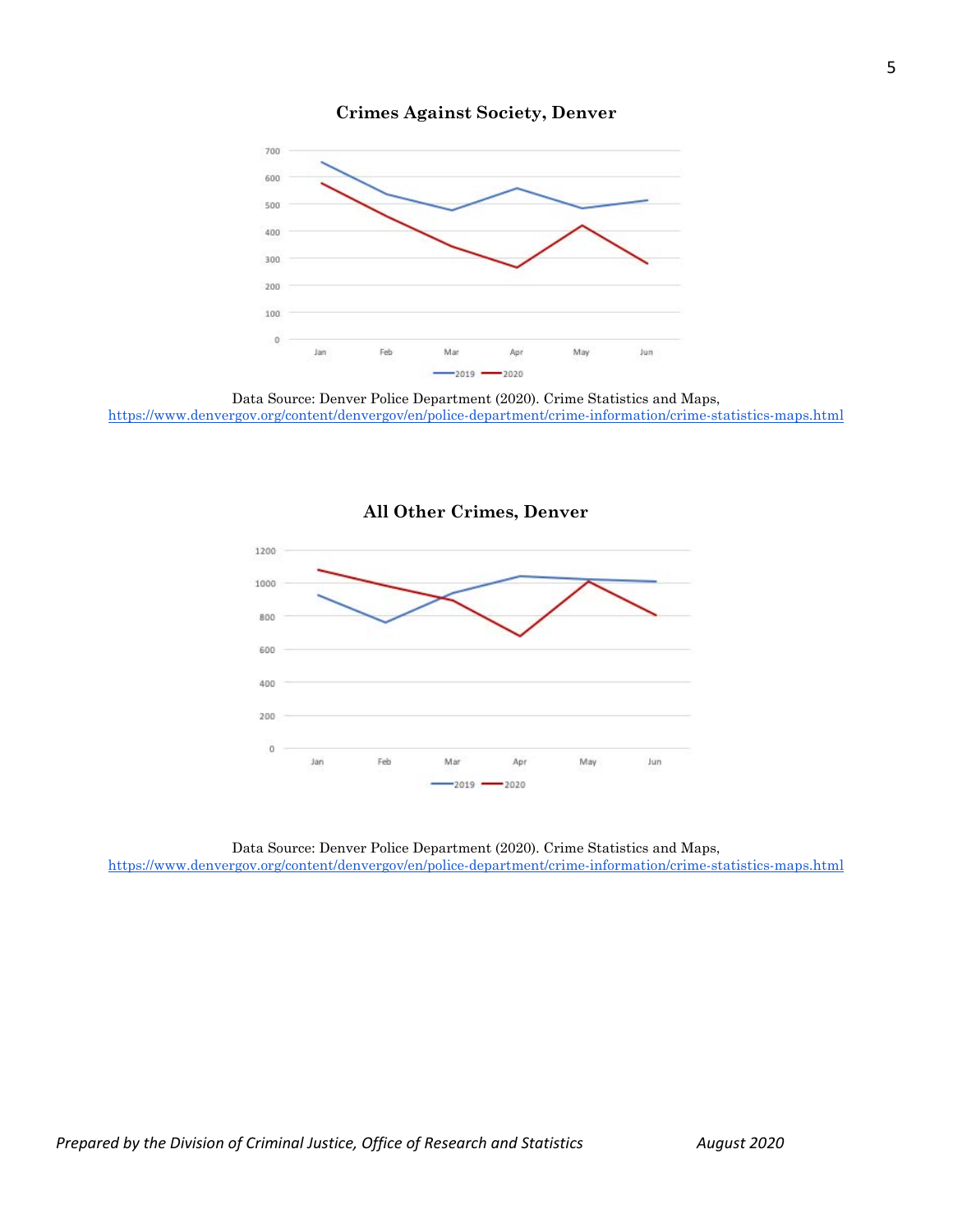**Crimes Against Society, Denver**

Data Source: Denver Police Department (2020). Crime Statistics and Maps, https://www.denvergov.org/content/denvergov/en/police-department/crime-information/crime-statistics-maps.html

**All Other Crimes, Denver**

Data Source: Denver Police Department (2020). Crime Statistics and Maps, https://www.denvergov.org/content/denvergov/en/police-department/crime-information/crime-statistics-maps.html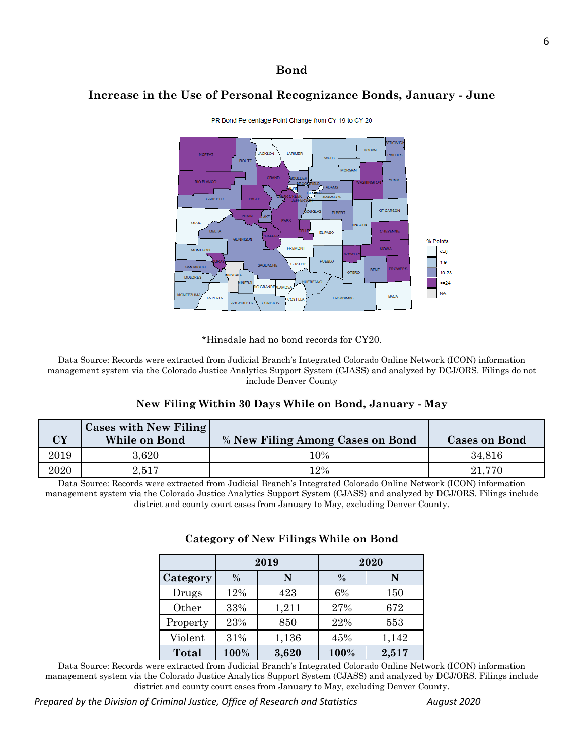## Bond

### Increase in the Use of Personal Recognizance Bonds, January - June

PR Bond Percentage Point Change from CY 19 to CY 20

% Points: <=0; 1-9; 10-23; >=24; NA

*Hinsdale had no bond records for CY20.

Data Source: Records were extracted from Judicial Branch's Integrated Colorado Online Network (ICON) information management system via the Colorado Justice Analytics Support System (CJASS) and analyzed by DCJ/ORS. Filings do not include Denver County

### New Filing Within 30 Days While on Bond, January - May

| CY | Cases with New Filing While on Bond | % New Filing Among Cases on Bond | Cases on Bond |
|---|---|---|---|
| 2019 | 3,620 | 10% | 34,816 |
| 2020 | 2,517 | 12% | 21,770 |

Data Source: Records were extracted from Judicial Branch's Integrated Colorado Online Network (ICON) information management system via the Colorado Justice Analytics Support System (CJASS) and analyzed by DCJ/ORS. Filings include district and county court cases from January to May, excluding Denver County.

### Category of New Filings While on Bond

| | 2019 | | 2020 | |
|---|---|---|---|---|
| **Category** | **%** | **N** | **%** | **N** |
| Drugs | 12% | 423 | 6% | 150 |
| Other | 33% | 1,211 | 27% | 672 |
| Property | 23% | 850 | 22% | 553 |
| Violent | 31% | 1,136 | 45% | 1,142 |
| **Total** | **100%** | **3,620** | **100%** | **2,517** |

Data Source: Records were extracted from Judicial Branch's Integrated Colorado Online Network (ICON) information management system via the Colorado Justice Analytics Support System (CJASS) and analyzed by DCJ/ORS. Filings include district and county court cases from January to May, excluding Denver County.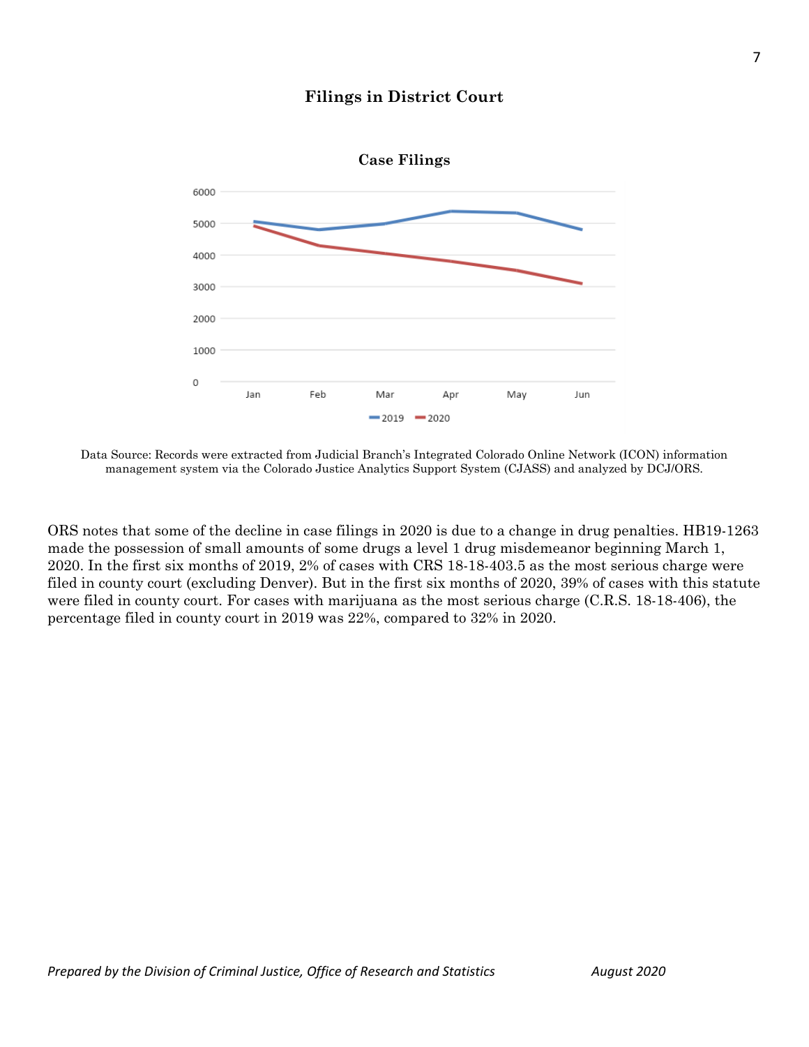## Filings in District Court

**Case Filings**

Data Source: Records were extracted from Judicial Branch's Integrated Colorado Online Network (ICON) information management system via the Colorado Justice Analytics Support System (CJASS) and analyzed by DCJ/ORS.

ORS notes that some of the decline in case filings in 2020 is due to a change in drug penalties. HB19-1263 made the possession of small amounts of some drugs a level 1 drug misdemeanor beginning March 1, 2020. In the first six months of 2019, 2% of cases with CRS 18-18-403.5 as the most serious charge were filed in county court (excluding Denver). But in the first six months of 2020, 39% of cases with this statute were filed in county court. For cases with marijuana as the most serious charge (C.R.S. 18-18-406), the percentage filed in county court in 2019 was 22%, compared to 32% in 2020.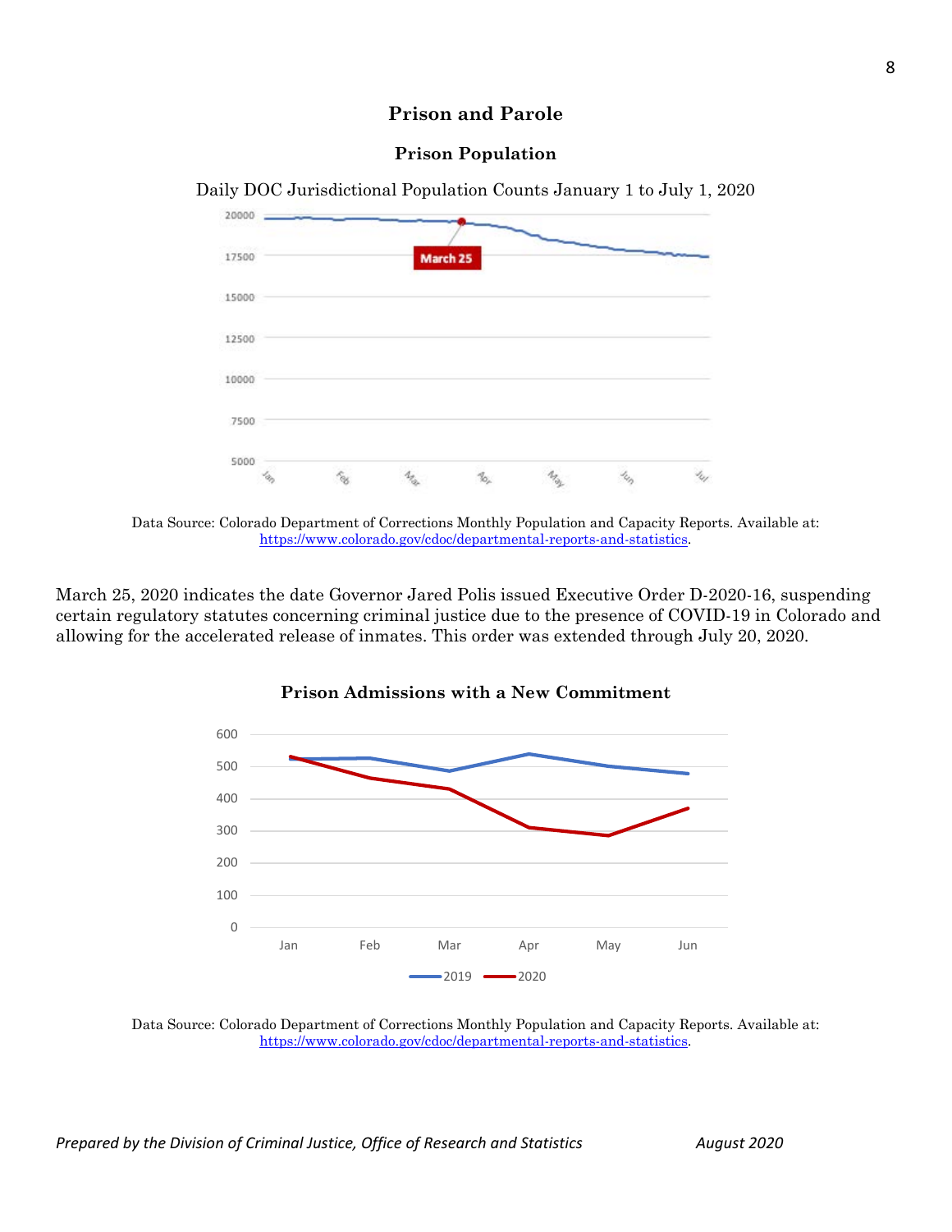## Prison and Parole

### Prison Population

Daily DOC Jurisdictional Population Counts January 1 to July 1, 2020

Data Source: Colorado Department of Corrections Monthly Population and Capacity Reports. Available at: https://www.colorado.gov/cdoc/departmental-reports-and-statistics.

March 25, 2020 indicates the date Governor Jared Polis issued Executive Order D-2020-16, suspending certain regulatory statutes concerning criminal justice due to the presence of COVID-19 in Colorado and allowing for the accelerated release of inmates. This order was extended through July 20, 2020.

### Prison Admissions with a New Commitment

Data Source: Colorado Department of Corrections Monthly Population and Capacity Reports. Available at: https://www.colorado.gov/cdoc/departmental-reports-and-statistics.

*Prepared by the Division of Criminal Justice, Office of Research and Statistics* *August 2020*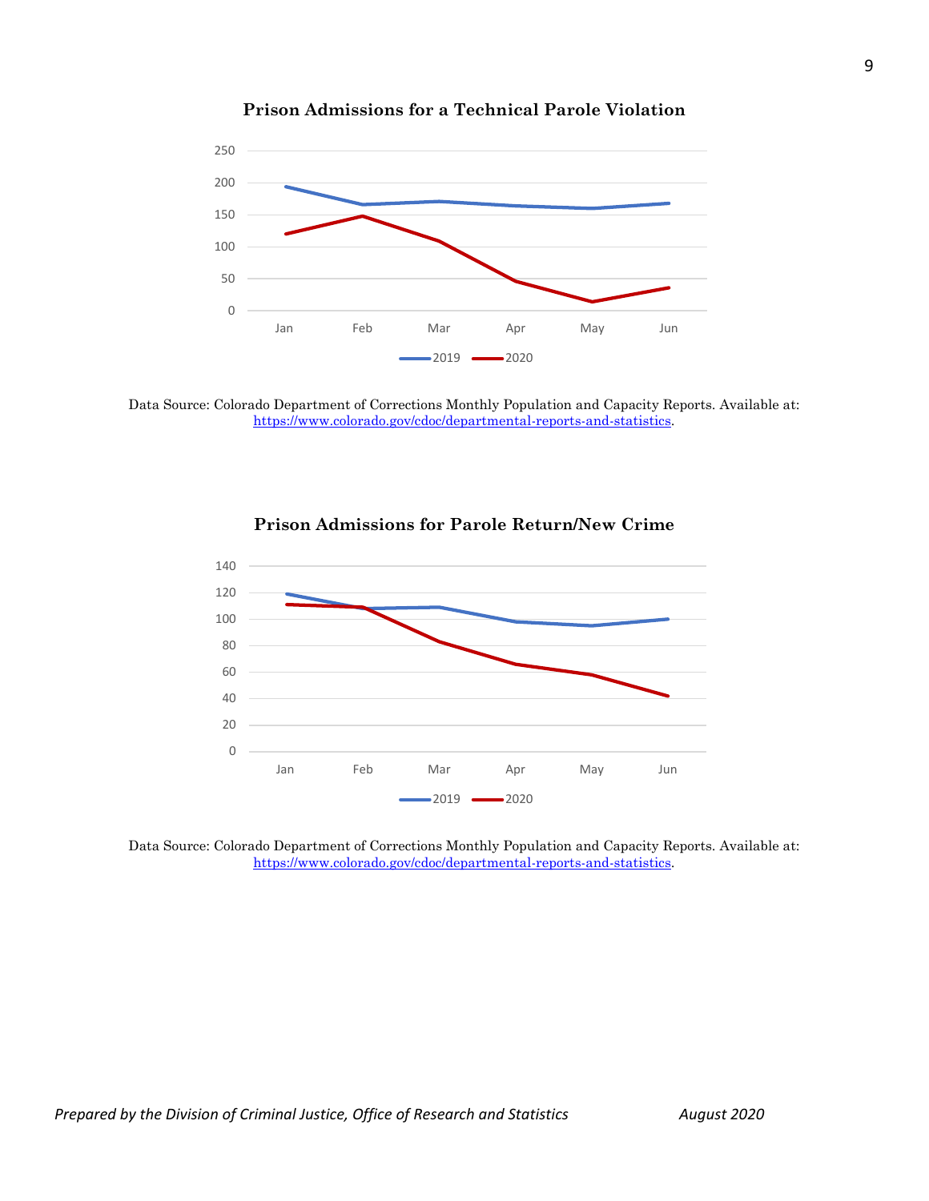**Prison Admissions for a Technical Parole Violation**

Data Source: Colorado Department of Corrections Monthly Population and Capacity Reports. Available at: https://www.colorado.gov/cdoc/departmental-reports-and-statistics.

**Prison Admissions for Parole Return/New Crime**

Data Source: Colorado Department of Corrections Monthly Population and Capacity Reports. Available at: https://www.colorado.gov/cdoc/departmental-reports-and-statistics.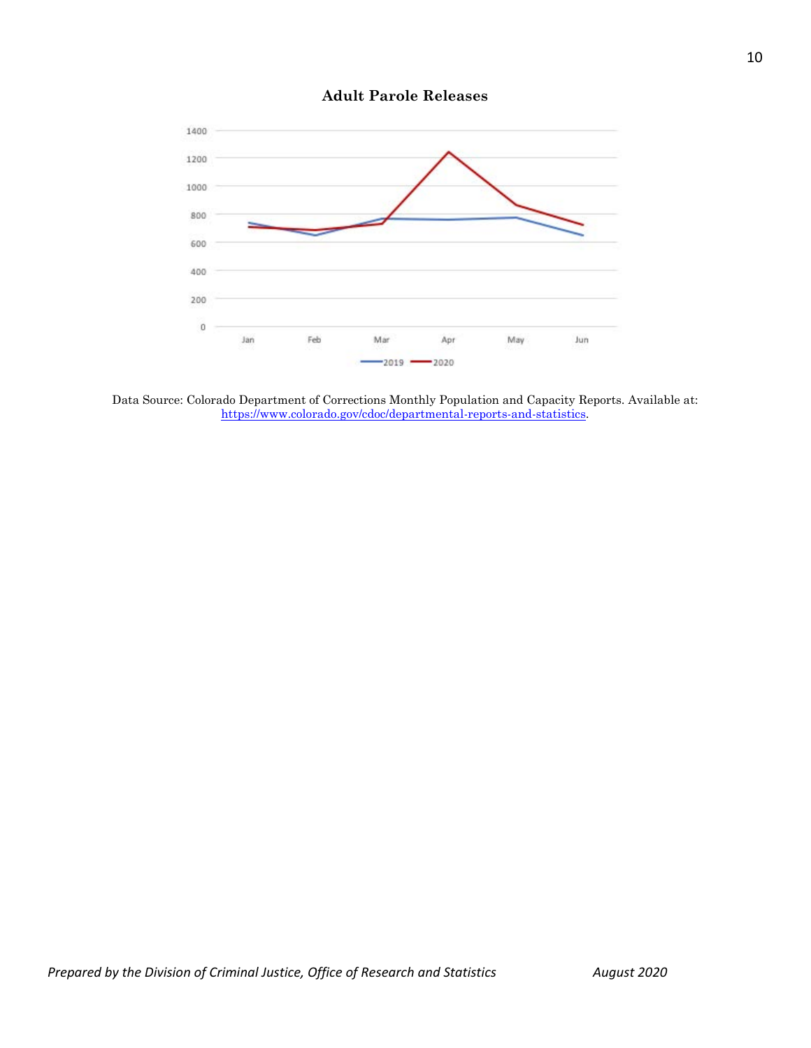**Adult Parole Releases**

1400
1200
1000
800
600
400
200
0

Jan Feb Mar Apr May Jun

2019 2020

Data Source: Colorado Department of Corrections Monthly Population and Capacity Reports. Available at: https://www.colorado.gov/cdoc/departmental-reports-and-statistics.

*Prepared by the Division of Criminal Justice, Office of Research and Statistics* *August 2020*